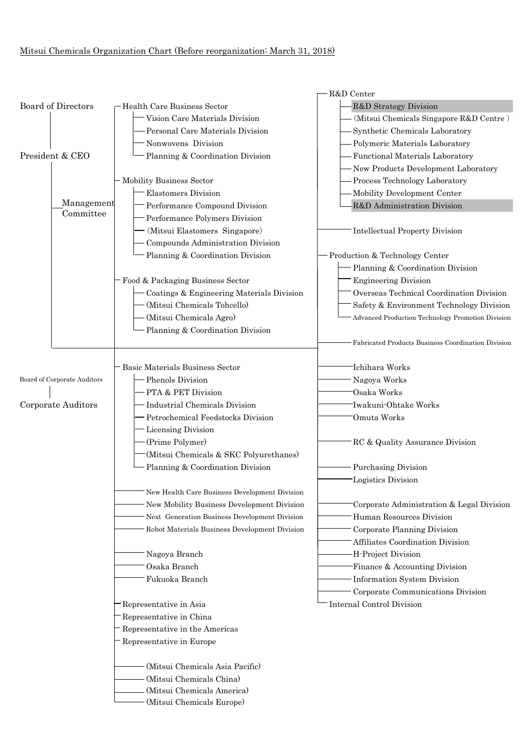Mitsui Chemicals Organization Chart (Before reorganization: March 31, 2018)

- Board of Directors
  - President & CEO
    - Management Committee

- Board of Corporate Auditors
  - Corporate Auditors

- Health Care Business Sector
  - Vision Care Materials Division
  - Personal Care Materials Division
  - Nonwovens Division
  - Planning & Coordination Division
- Mobility Business Sector
  - Elastomers Division
  - Performance Compound Division
  - Performance Polymers Division
  - (Mitsui Elastomers Singapore)
  - Compounds Administration Division
  - Planning & Coordination Division
- Food & Packaging Business Sector
  - Coatings & Engineering Materials Division
  - (Mitsui Chemicals Tohcello)
  - (Mitsui Chemicals Agro)
  - Planning & Coordination Division
- Basic Materials Business Sector
  - Phenols Division
  - PTA & PET Division
  - Industrial Chemicals Division
  - Petrochemical Feedstocks Division
  - Licensing Division
  - (Prime Polymer)
  - (Mitsui Chemicals & SKC Polyurethanes)
  - Planning & Coordination Division
- New Health Care Business Development Division
- New Mobility Business Development Division
- Next Generation Business Development Division
- Robot Materials Business Development Division
- Nagoya Branch
- Osaka Branch
- Fukuoka Branch
- Representative in Asia
- Representative in China
- Representative in the Americas
- Representative in Europe
- (Mitsui Chemicals Asia Pacific)
- (Mitsui Chemicals China)
- (Mitsui Chemicals America)
- (Mitsui Chemicals Europe)

- R&D Center
  - R&D Strategy Division
  - (Mitsui Chemicals Singapore R&D Centre)
  - Synthetic Chemicals Laboratory
  - Polymeric Materials Laboratory
  - Functional Materials Laboratory
  - New Products Development Laboratory
  - Process Technology Laboratory
  - Mobility Development Center
  - R&D Administration Division
- Intellectual Property Division
- Production & Technology Center
  - Planning & Coordination Division
  - Engineering Division
  - Overseas Technical Coordination Division
  - Safety & Environment Technology Division
  - Advanced Production Technology Promotion Division
- Fabricated Products Business Coordination Division
- Ichihara Works
- Nagoya Works
- Osaka Works
- Iwakuni-Ohtake Works
- Omuta Works
- RC & Quality Assurance Division
- Purchasing Division
- Logistics Division
- Corporate Administration & Legal Division
- Human Resources Division
- Corporate Planning Division
- Affiliates Coordination Division
- H-Project Division
- Finance & Accounting Division
- Information System Division
- Corporate Communications Division
- Internal Control Division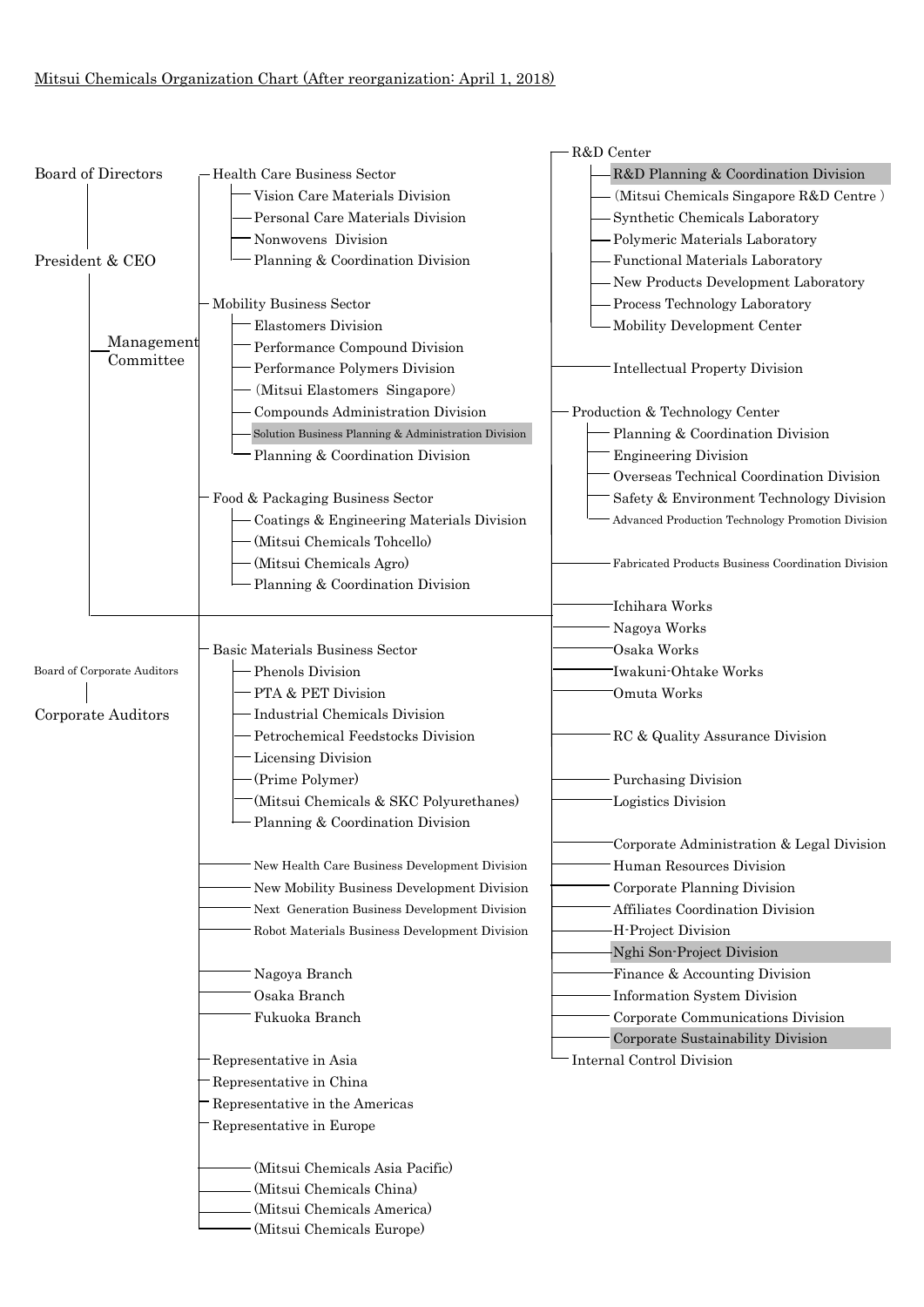Mitsui Chemicals Organization Chart (After reorganization: April 1, 2018)

- Board of Directors
  - President & CEO
    - Management Committee

- Board of Corporate Auditors
  - Corporate Auditors

- Health Care Business Sector
  - Vision Care Materials Division
  - Personal Care Materials Division
  - Nonwovens Division
  - Planning & Coordination Division
- Mobility Business Sector
  - Elastomers Division
  - Performance Compound Division
  - Performance Polymers Division
  - (Mitsui Elastomers Singapore)
  - Compounds Administration Division
  - Solution Business Planning & Administration Division
  - Planning & Coordination Division
- Food & Packaging Business Sector
  - Coatings & Engineering Materials Division
  - (Mitsui Chemicals Tohcello)
  - (Mitsui Chemicals Agro)
  - Planning & Coordination Division
- Basic Materials Business Sector
  - Phenols Division
  - PTA & PET Division
  - Industrial Chemicals Division
  - Petrochemical Feedstocks Division
  - Licensing Division
  - (Prime Polymer)
  - (Mitsui Chemicals & SKC Polyurethanes)
  - Planning & Coordination Division
- New Health Care Business Development Division
- New Mobility Business Development Division
- Next Generation Business Development Division
- Robot Materials Business Development Division
- Nagoya Branch
- Osaka Branch
- Fukuoka Branch
- Representative in Asia
- Representative in China
- Representative in the Americas
- Representative in Europe
- (Mitsui Chemicals Asia Pacific)
- (Mitsui Chemicals China)
- (Mitsui Chemicals America)
- (Mitsui Chemicals Europe)

- R&D Center
  - R&D Planning & Coordination Division
  - (Mitsui Chemicals Singapore R&D Centre)
  - Synthetic Chemicals Laboratory
  - Polymeric Materials Laboratory
  - Functional Materials Laboratory
  - New Products Development Laboratory
  - Process Technology Laboratory
  - Mobility Development Center
- Intellectual Property Division
- Production & Technology Center
  - Planning & Coordination Division
  - Engineering Division
  - Overseas Technical Coordination Division
  - Safety & Environment Technology Division
  - Advanced Production Technology Promotion Division
- Fabricated Products Business Coordination Division
- Ichihara Works
- Nagoya Works
- Osaka Works
- Iwakuni-Ohtake Works
- Omuta Works
- RC & Quality Assurance Division
- Purchasing Division
- Logistics Division
- Corporate Administration & Legal Division
- Human Resources Division
- Corporate Planning Division
- Affiliates Coordination Division
- H-Project Division
- Nghi Son-Project Division
- Finance & Accounting Division
- Information System Division
- Corporate Communications Division
- Corporate Sustainability Division
- Internal Control Division